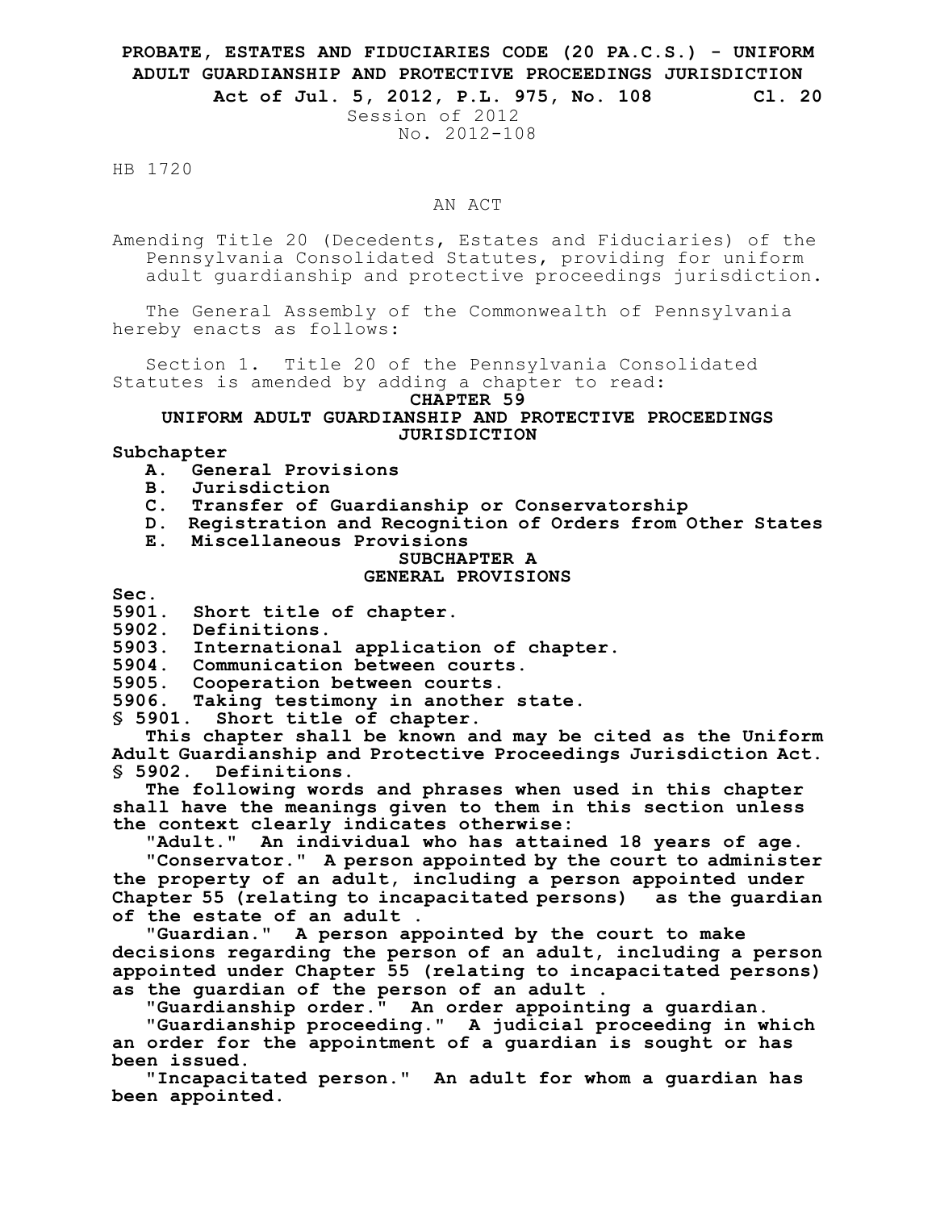**PROBATE, ESTATES AND FIDUCIARIES CODE (20 PA.C.S.) - UNIFORM ADULT GUARDIANSHIP AND PROTECTIVE PROCEEDINGS JURISDICTION**

**Act of Jul. 5, 2012, P.L. 975, No. 108 Cl. 20**

Session of 2012
No. 2012-108

HB 1720

AN ACT

Amending Title 20 (Decedents, Estates and Fiduciaries) of the Pennsylvania Consolidated Statutes, providing for uniform adult guardianship and protective proceedings jurisdiction.

The General Assembly of the Commonwealth of Pennsylvania hereby enacts as follows:

Section 1. Title 20 of the Pennsylvania Consolidated Statutes is amended by adding a chapter to read:

**CHAPTER 59**

**UNIFORM ADULT GUARDIANSHIP AND PROTECTIVE PROCEEDINGS JURISDICTION**

**Subchapter**

- **A. General Provisions**
- **B. Jurisdiction**
- **C. Transfer of Guardianship or Conservatorship**
- **D. Registration and Recognition of Orders from Other States**
- **E. Miscellaneous Provisions**

**SUBCHAPTER A**

**GENERAL PROVISIONS**

**Sec.**

**5901. Short title of chapter.**
**5902. Definitions.**
**5903. International application of chapter.**
**5904. Communication between courts.**
**5905. Cooperation between courts.**
**5906. Taking testimony in another state.**

**§ 5901. Short title of chapter.**

**This chapter shall be known and may be cited as the Uniform Adult Guardianship and Protective Proceedings Jurisdiction Act.**

**§ 5902. Definitions.**

**The following words and phrases when used in this chapter shall have the meanings given to them in this section unless the context clearly indicates otherwise:**

**"Adult." An individual who has attained 18 years of age.**

**"Conservator." A person appointed by the court to administer the property of an adult, including a person appointed under Chapter 55 (relating to incapacitated persons) as the guardian of the estate of an adult .**

**"Guardian." A person appointed by the court to make decisions regarding the person of an adult, including a person appointed under Chapter 55 (relating to incapacitated persons) as the guardian of the person of an adult .**

**"Guardianship order." An order appointing a guardian.**

**"Guardianship proceeding." A judicial proceeding in which an order for the appointment of a guardian is sought or has been issued.**

**"Incapacitated person." An adult for whom a guardian has been appointed.**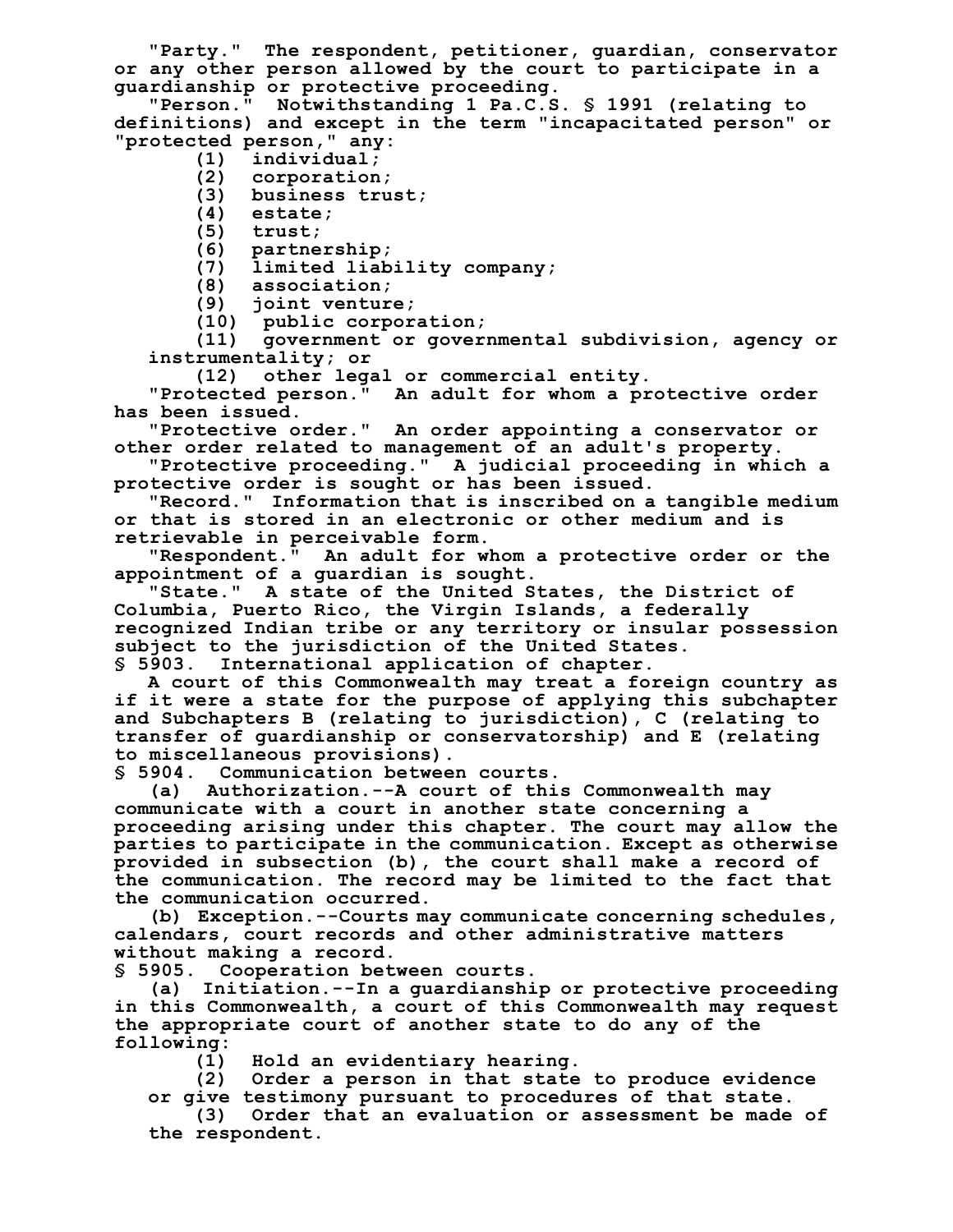"Party." The respondent, petitioner, guardian, conservator or any other person allowed by the court to participate in a guardianship or protective proceeding.

"Person." Notwithstanding 1 Pa.C.S. § 1991 (relating to definitions) and except in the term "incapacitated person" or "protected person," any:

(1) individual;

(2) corporation;

(3) business trust;

(4) estate;

(5) trust;

(6) partnership;

(7) limited liability company;

(8) association;

(9) joint venture;

(10) public corporation;

(11) government or governmental subdivision, agency or instrumentality; or

(12) other legal or commercial entity.

"Protected person." An adult for whom a protective order has been issued.

"Protective order." An order appointing a conservator or other order related to management of an adult's property.

"Protective proceeding." A judicial proceeding in which a protective order is sought or has been issued.

"Record." Information that is inscribed on a tangible medium or that is stored in an electronic or other medium and is retrievable in perceivable form.

"Respondent." An adult for whom a protective order or the appointment of a guardian is sought.

"State." A state of the United States, the District of Columbia, Puerto Rico, the Virgin Islands, a federally recognized Indian tribe or any territory or insular possession subject to the jurisdiction of the United States.

§ 5903. International application of chapter.

A court of this Commonwealth may treat a foreign country as if it were a state for the purpose of applying this subchapter and Subchapters B (relating to jurisdiction), C (relating to transfer of guardianship or conservatorship) and E (relating to miscellaneous provisions).

§ 5904. Communication between courts.

(a) Authorization.--A court of this Commonwealth may communicate with a court in another state concerning a proceeding arising under this chapter. The court may allow the parties to participate in the communication. Except as otherwise provided in subsection (b), the court shall make a record of the communication. The record may be limited to the fact that the communication occurred.

(b) Exception.--Courts may communicate concerning schedules, calendars, court records and other administrative matters without making a record.

§ 5905. Cooperation between courts.

(a) Initiation.--In a guardianship or protective proceeding in this Commonwealth, a court of this Commonwealth may request the appropriate court of another state to do any of the following:

(1) Hold an evidentiary hearing.

(2) Order a person in that state to produce evidence or give testimony pursuant to procedures of that state.

(3) Order that an evaluation or assessment be made of the respondent.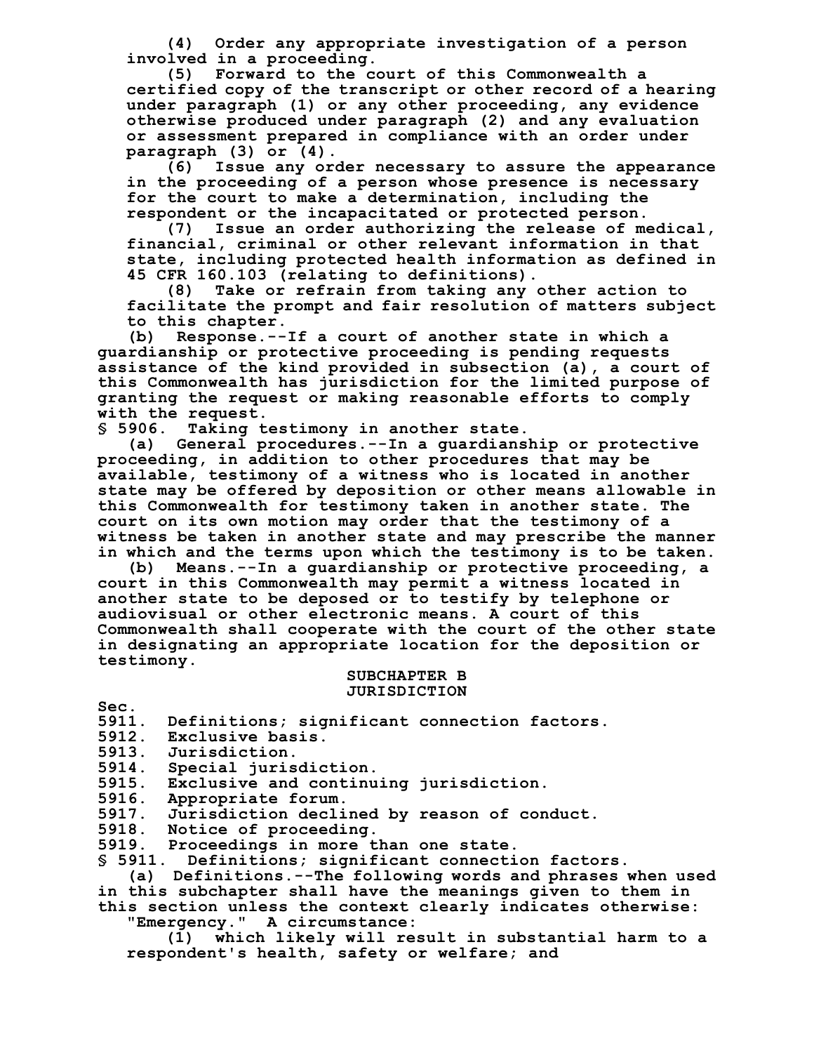(4) Order any appropriate investigation of a person involved in a proceeding.

(5) Forward to the court of this Commonwealth a certified copy of the transcript or other record of a hearing under paragraph (1) or any other proceeding, any evidence otherwise produced under paragraph (2) and any evaluation or assessment prepared in compliance with an order under paragraph (3) or (4).

(6) Issue any order necessary to assure the appearance in the proceeding of a person whose presence is necessary for the court to make a determination, including the respondent or the incapacitated or protected person.

(7) Issue an order authorizing the release of medical, financial, criminal or other relevant information in that state, including protected health information as defined in 45 CFR 160.103 (relating to definitions).

(8) Take or refrain from taking any other action to facilitate the prompt and fair resolution of matters subject to this chapter.

(b) Response.--If a court of another state in which a guardianship or protective proceeding is pending requests assistance of the kind provided in subsection (a), a court of this Commonwealth has jurisdiction for the limited purpose of granting the request or making reasonable efforts to comply with the request.

§ 5906. Taking testimony in another state.

(a) General procedures.--In a guardianship or protective proceeding, in addition to other procedures that may be available, testimony of a witness who is located in another state may be offered by deposition or other means allowable in this Commonwealth for testimony taken in another state. The court on its own motion may order that the testimony of a witness be taken in another state and may prescribe the manner in which and the terms upon which the testimony is to be taken.

(b) Means.--In a guardianship or protective proceeding, a court in this Commonwealth may permit a witness located in another state to be deposed or to testify by telephone or audiovisual or other electronic means. A court of this Commonwealth shall cooperate with the court of the other state in designating an appropriate location for the deposition or testimony.

SUBCHAPTER B
JURISDICTION

Sec.
5911. Definitions; significant connection factors.
5912. Exclusive basis.
5913. Jurisdiction.
5914. Special jurisdiction.
5915. Exclusive and continuing jurisdiction.
5916. Appropriate forum.
5917. Jurisdiction declined by reason of conduct.
5918. Notice of proceeding.
5919. Proceedings in more than one state.

§ 5911. Definitions; significant connection factors.

(a) Definitions.--The following words and phrases when used in this subchapter shall have the meanings given to them in this section unless the context clearly indicates otherwise:

"Emergency." A circumstance:

(1) which likely will result in substantial harm to a respondent's health, safety or welfare; and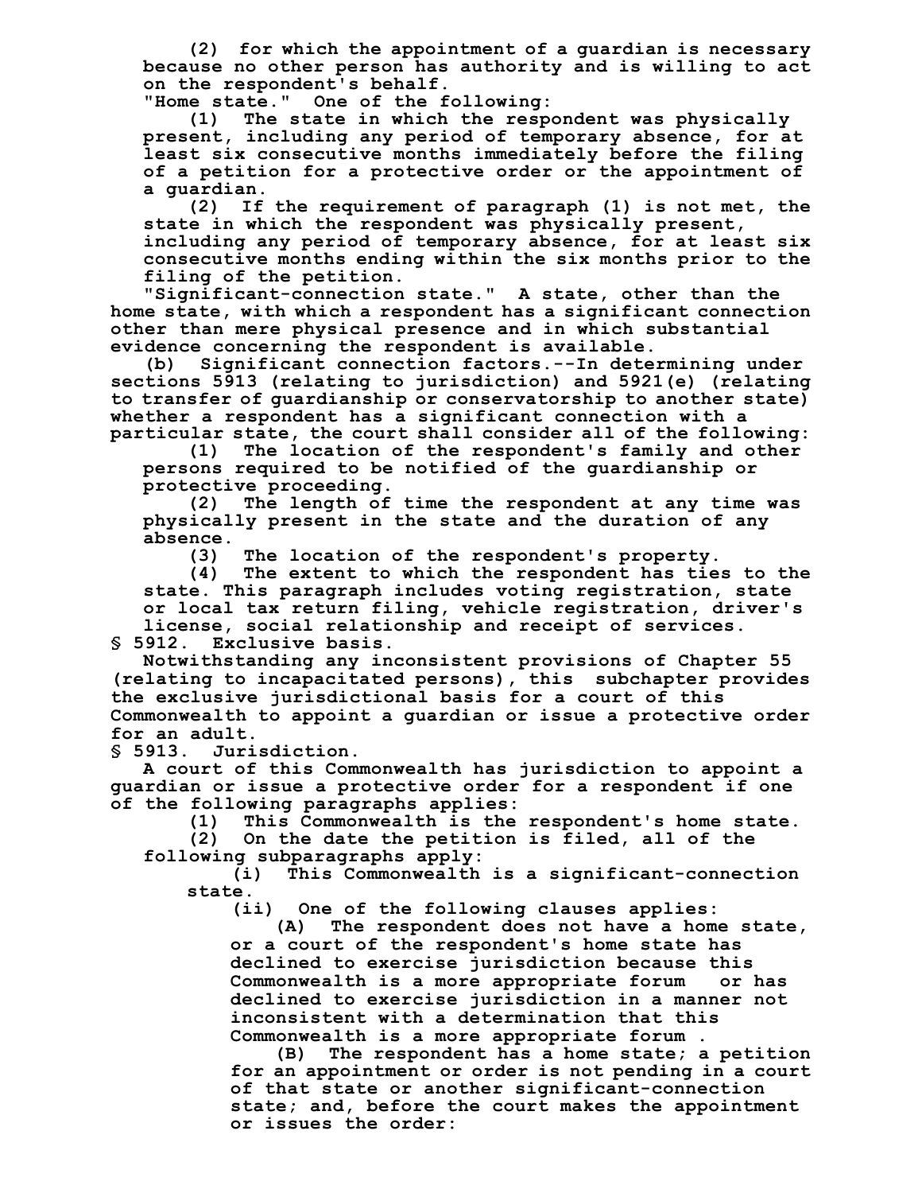(2) for which the appointment of a guardian is necessary because no other person has authority and is willing to act on the respondent's behalf.

"Home state." One of the following:

(1) The state in which the respondent was physically present, including any period of temporary absence, for at least six consecutive months immediately before the filing of a petition for a protective order or the appointment of a guardian.

(2) If the requirement of paragraph (1) is not met, the state in which the respondent was physically present, including any period of temporary absence, for at least six consecutive months ending within the six months prior to the filing of the petition.

"Significant-connection state." A state, other than the home state, with which a respondent has a significant connection other than mere physical presence and in which substantial evidence concerning the respondent is available.

(b) Significant connection factors.--In determining under sections 5913 (relating to jurisdiction) and 5921(e) (relating to transfer of guardianship or conservatorship to another state) whether a respondent has a significant connection with a particular state, the court shall consider all of the following:

(1) The location of the respondent's family and other persons required to be notified of the guardianship or protective proceeding.

(2) The length of time the respondent at any time was physically present in the state and the duration of any absence.

(3) The location of the respondent's property.

(4) The extent to which the respondent has ties to the state. This paragraph includes voting registration, state or local tax return filing, vehicle registration, driver's license, social relationship and receipt of services.

**§ 5912. Exclusive basis.**

Notwithstanding any inconsistent provisions of Chapter 55 (relating to incapacitated persons), this subchapter provides the exclusive jurisdictional basis for a court of this Commonwealth to appoint a guardian or issue a protective order for an adult.

**§ 5913. Jurisdiction.**

A court of this Commonwealth has jurisdiction to appoint a guardian or issue a protective order for a respondent if one of the following paragraphs applies:

(1) This Commonwealth is the respondent's home state.

(2) On the date the petition is filed, all of the following subparagraphs apply:

(i) This Commonwealth is a significant-connection state.

(ii) One of the following clauses applies:

(A) The respondent does not have a home state, or a court of the respondent's home state has declined to exercise jurisdiction because this Commonwealth is a more appropriate forum or has declined to exercise jurisdiction in a manner not inconsistent with a determination that this Commonwealth is a more appropriate forum .

(B) The respondent has a home state; a petition for an appointment or order is not pending in a court of that state or another significant-connection state; and, before the court makes the appointment or issues the order: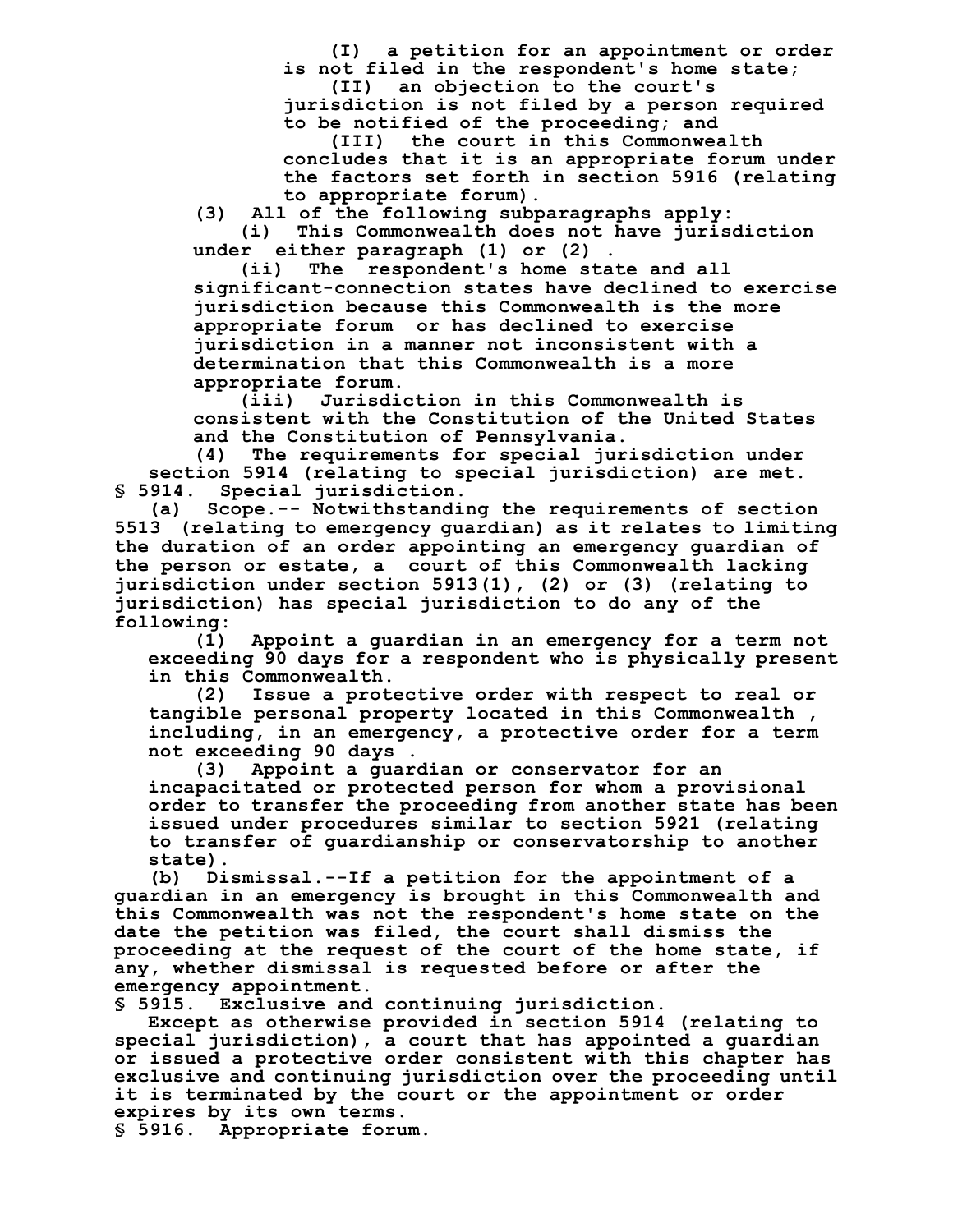(I) a petition for an appointment or order is not filed in the respondent's home state;

(II) an objection to the court's jurisdiction is not filed by a person required to be notified of the proceeding; and

(III) the court in this Commonwealth concludes that it is an appropriate forum under the factors set forth in section 5916 (relating to appropriate forum).

(3) All of the following subparagraphs apply:

(i) This Commonwealth does not have jurisdiction under either paragraph (1) or (2) .

(ii) The respondent's home state and all significant-connection states have declined to exercise jurisdiction because this Commonwealth is the more appropriate forum or has declined to exercise jurisdiction in a manner not inconsistent with a determination that this Commonwealth is a more appropriate forum.

(iii) Jurisdiction in this Commonwealth is consistent with the Constitution of the United States and the Constitution of Pennsylvania.

(4) The requirements for special jurisdiction under section 5914 (relating to special jurisdiction) are met.

§ 5914. Special jurisdiction.

(a) Scope.-- Notwithstanding the requirements of section 5513 (relating to emergency guardian) as it relates to limiting the duration of an order appointing an emergency guardian of the person or estate, a court of this Commonwealth lacking jurisdiction under section 5913(1), (2) or (3) (relating to jurisdiction) has special jurisdiction to do any of the following:

(1) Appoint a guardian in an emergency for a term not exceeding 90 days for a respondent who is physically present in this Commonwealth.

(2) Issue a protective order with respect to real or tangible personal property located in this Commonwealth , including, in an emergency, a protective order for a term not exceeding 90 days .

(3) Appoint a guardian or conservator for an incapacitated or protected person for whom a provisional order to transfer the proceeding from another state has been issued under procedures similar to section 5921 (relating to transfer of guardianship or conservatorship to another state).

(b) Dismissal.--If a petition for the appointment of a guardian in an emergency is brought in this Commonwealth and this Commonwealth was not the respondent's home state on the date the petition was filed, the court shall dismiss the proceeding at the request of the court of the home state, if any, whether dismissal is requested before or after the emergency appointment.

§ 5915. Exclusive and continuing jurisdiction.

Except as otherwise provided in section 5914 (relating to special jurisdiction), a court that has appointed a guardian or issued a protective order consistent with this chapter has exclusive and continuing jurisdiction over the proceeding until it is terminated by the court or the appointment or order expires by its own terms.

§ 5916. Appropriate forum.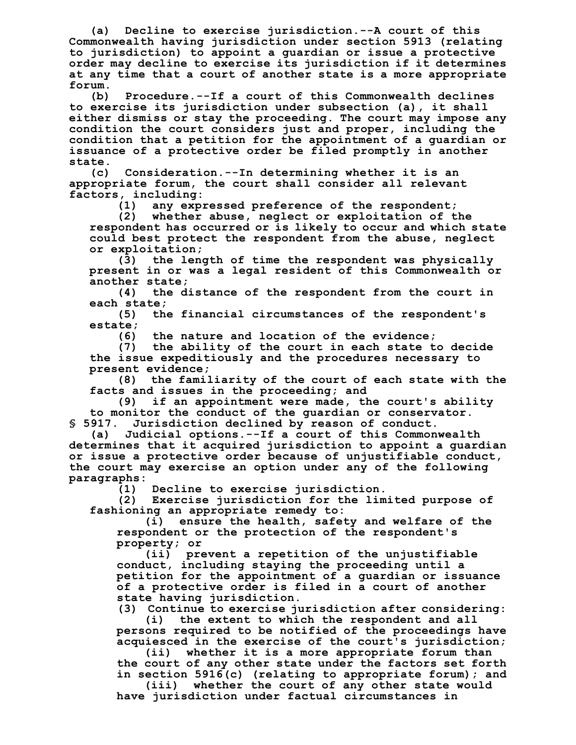(a) Decline to exercise jurisdiction.--A court of this Commonwealth having jurisdiction under section 5913 (relating to jurisdiction) to appoint a guardian or issue a protective order may decline to exercise its jurisdiction if it determines at any time that a court of another state is a more appropriate forum.

(b) Procedure.--If a court of this Commonwealth declines to exercise its jurisdiction under subsection (a), it shall either dismiss or stay the proceeding. The court may impose any condition the court considers just and proper, including the condition that a petition for the appointment of a guardian or issuance of a protective order be filed promptly in another state.

(c) Consideration.--In determining whether it is an appropriate forum, the court shall consider all relevant factors, including:

(1) any expressed preference of the respondent;

(2) whether abuse, neglect or exploitation of the respondent has occurred or is likely to occur and which state could best protect the respondent from the abuse, neglect or exploitation;

(3) the length of time the respondent was physically present in or was a legal resident of this Commonwealth or another state;

(4) the distance of the respondent from the court in each state;

(5) the financial circumstances of the respondent's estate;

(6) the nature and location of the evidence;

(7) the ability of the court in each state to decide the issue expeditiously and the procedures necessary to present evidence;

(8) the familiarity of the court of each state with the facts and issues in the proceeding; and

(9) if an appointment were made, the court's ability to monitor the conduct of the guardian or conservator.

§ 5917. Jurisdiction declined by reason of conduct.

(a) Judicial options.--If a court of this Commonwealth determines that it acquired jurisdiction to appoint a guardian or issue a protective order because of unjustifiable conduct, the court may exercise an option under any of the following paragraphs:

(1) Decline to exercise jurisdiction.

(2) Exercise jurisdiction for the limited purpose of fashioning an appropriate remedy to:

(i) ensure the health, safety and welfare of the respondent or the protection of the respondent's property; or

(ii) prevent a repetition of the unjustifiable conduct, including staying the proceeding until a petition for the appointment of a guardian or issuance of a protective order is filed in a court of another state having jurisdiction.

(3) Continue to exercise jurisdiction after considering:

(i) the extent to which the respondent and all persons required to be notified of the proceedings have acquiesced in the exercise of the court's jurisdiction;

(ii) whether it is a more appropriate forum than the court of any other state under the factors set forth in section 5916(c) (relating to appropriate forum); and

(iii) whether the court of any other state would have jurisdiction under factual circumstances in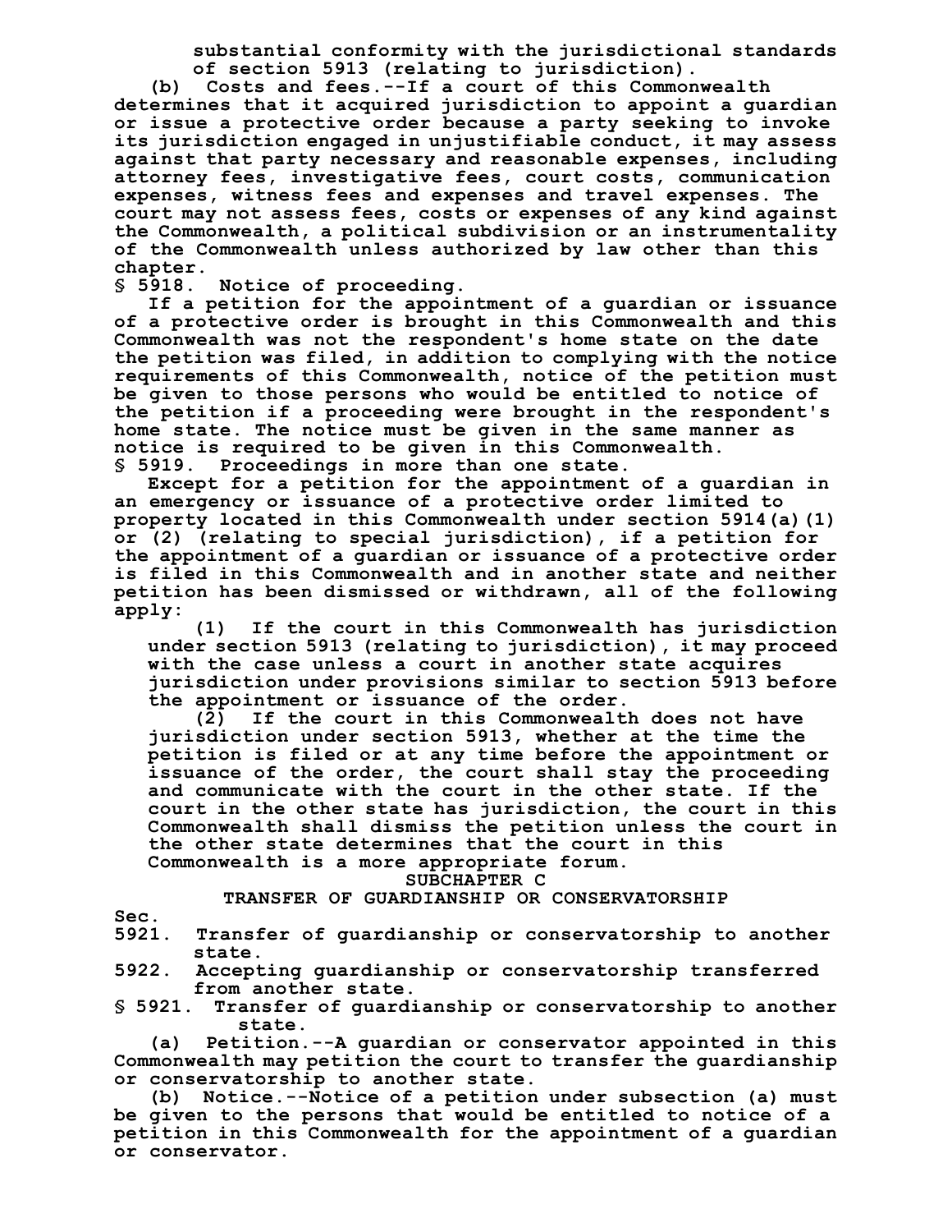substantial conformity with the jurisdictional standards of section 5913 (relating to jurisdiction).

(b) Costs and fees.--If a court of this Commonwealth determines that it acquired jurisdiction to appoint a guardian or issue a protective order because a party seeking to invoke its jurisdiction engaged in unjustifiable conduct, it may assess against that party necessary and reasonable expenses, including attorney fees, investigative fees, court costs, communication expenses, witness fees and expenses and travel expenses. The court may not assess fees, costs or expenses of any kind against the Commonwealth, a political subdivision or an instrumentality of the Commonwealth unless authorized by law other than this chapter.

§ 5918. Notice of proceeding.

If a petition for the appointment of a guardian or issuance of a protective order is brought in this Commonwealth and this Commonwealth was not the respondent's home state on the date the petition was filed, in addition to complying with the notice requirements of this Commonwealth, notice of the petition must be given to those persons who would be entitled to notice of the petition if a proceeding were brought in the respondent's home state. The notice must be given in the same manner as notice is required to be given in this Commonwealth.

§ 5919. Proceedings in more than one state.

Except for a petition for the appointment of a guardian in an emergency or issuance of a protective order limited to property located in this Commonwealth under section 5914(a)(1) or (2) (relating to special jurisdiction), if a petition for the appointment of a guardian or issuance of a protective order is filed in this Commonwealth and in another state and neither petition has been dismissed or withdrawn, all of the following apply:

(1) If the court in this Commonwealth has jurisdiction under section 5913 (relating to jurisdiction), it may proceed with the case unless a court in another state acquires jurisdiction under provisions similar to section 5913 before the appointment or issuance of the order.

(2) If the court in this Commonwealth does not have jurisdiction under section 5913, whether at the time the petition is filed or at any time before the appointment or issuance of the order, the court shall stay the proceeding and communicate with the court in the other state. If the court in the other state has jurisdiction, the court in this Commonwealth shall dismiss the petition unless the court in the other state determines that the court in this Commonwealth is a more appropriate forum.

SUBCHAPTER C

TRANSFER OF GUARDIANSHIP OR CONSERVATORSHIP

Sec.

5921. Transfer of guardianship or conservatorship to another state.

5922. Accepting guardianship or conservatorship transferred from another state.

§ 5921. Transfer of guardianship or conservatorship to another state.

(a) Petition.--A guardian or conservator appointed in this Commonwealth may petition the court to transfer the guardianship or conservatorship to another state.

(b) Notice.--Notice of a petition under subsection (a) must be given to the persons that would be entitled to notice of a petition in this Commonwealth for the appointment of a guardian or conservator.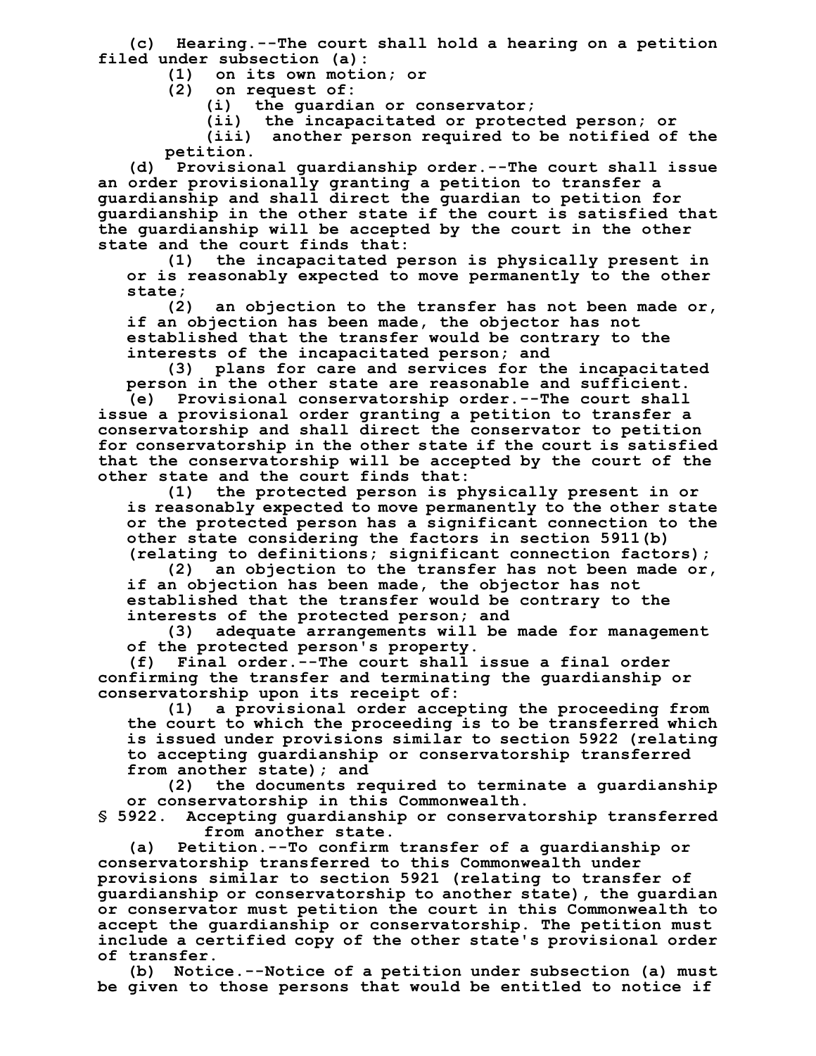(c) Hearing.--The court shall hold a hearing on a petition filed under subsection (a):

(1) on its own motion; or

(2) on request of:

(i) the guardian or conservator;

(ii) the incapacitated or protected person; or

(iii) another person required to be notified of the petition.

(d) Provisional guardianship order.--The court shall issue an order provisionally granting a petition to transfer a guardianship and shall direct the guardian to petition for guardianship in the other state if the court is satisfied that the guardianship will be accepted by the court in the other state and the court finds that:

(1) the incapacitated person is physically present in or is reasonably expected to move permanently to the other state;

(2) an objection to the transfer has not been made or, if an objection has been made, the objector has not established that the transfer would be contrary to the interests of the incapacitated person; and

(3) plans for care and services for the incapacitated person in the other state are reasonable and sufficient.

(e) Provisional conservatorship order.--The court shall issue a provisional order granting a petition to transfer a conservatorship and shall direct the conservator to petition for conservatorship in the other state if the court is satisfied that the conservatorship will be accepted by the court of the other state and the court finds that:

(1) the protected person is physically present in or is reasonably expected to move permanently to the other state or the protected person has a significant connection to the other state considering the factors in section 5911(b) (relating to definitions; significant connection factors);

(2) an objection to the transfer has not been made or, if an objection has been made, the objector has not established that the transfer would be contrary to the interests of the protected person; and

(3) adequate arrangements will be made for management of the protected person's property.

(f) Final order.--The court shall issue a final order confirming the transfer and terminating the guardianship or conservatorship upon its receipt of:

(1) a provisional order accepting the proceeding from the court to which the proceeding is to be transferred which is issued under provisions similar to section 5922 (relating to accepting guardianship or conservatorship transferred from another state); and

(2) the documents required to terminate a guardianship or conservatorship in this Commonwealth.

§ 5922. Accepting guardianship or conservatorship transferred from another state.

(a) Petition.--To confirm transfer of a guardianship or conservatorship transferred to this Commonwealth under provisions similar to section 5921 (relating to transfer of guardianship or conservatorship to another state), the guardian or conservator must petition the court in this Commonwealth to accept the guardianship or conservatorship. The petition must include a certified copy of the other state's provisional order of transfer.

(b) Notice.--Notice of a petition under subsection (a) must be given to those persons that would be entitled to notice if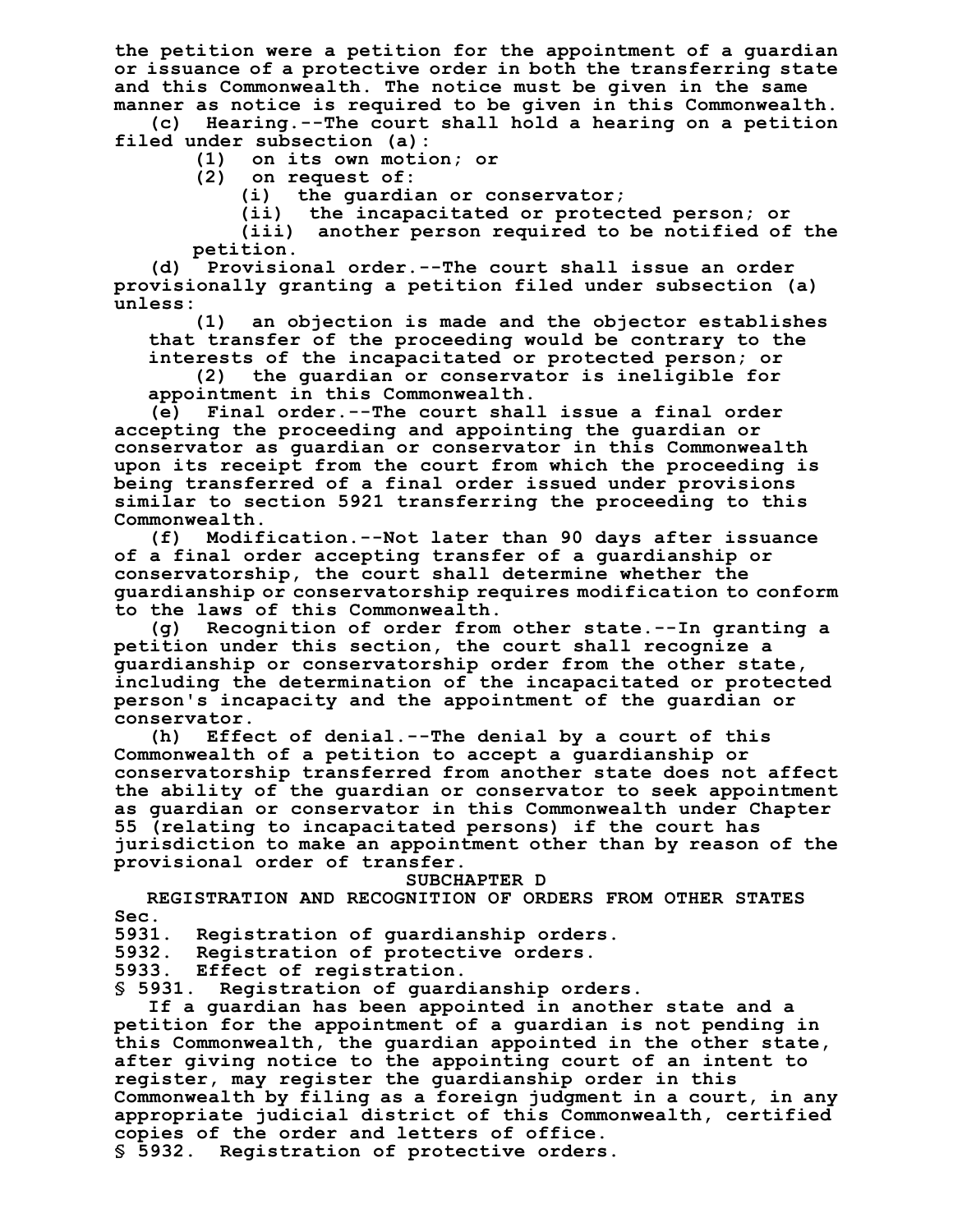the petition were a petition for the appointment of a guardian or issuance of a protective order in both the transferring state and this Commonwealth. The notice must be given in the same manner as notice is required to be given in this Commonwealth.

(c) Hearing.--The court shall hold a hearing on a petition filed under subsection (a):

(1) on its own motion; or

(2) on request of:

(i) the guardian or conservator;

(ii) the incapacitated or protected person; or

(iii) another person required to be notified of the petition.

(d) Provisional order.--The court shall issue an order provisionally granting a petition filed under subsection (a) unless:

(1) an objection is made and the objector establishes that transfer of the proceeding would be contrary to the interests of the incapacitated or protected person; or

(2) the guardian or conservator is ineligible for appointment in this Commonwealth.

(e) Final order.--The court shall issue a final order accepting the proceeding and appointing the guardian or conservator as guardian or conservator in this Commonwealth upon its receipt from the court from which the proceeding is being transferred of a final order issued under provisions similar to section 5921 transferring the proceeding to this Commonwealth.

(f) Modification.--Not later than 90 days after issuance of a final order accepting transfer of a guardianship or conservatorship, the court shall determine whether the guardianship or conservatorship requires modification to conform to the laws of this Commonwealth.

(g) Recognition of order from other state.--In granting a petition under this section, the court shall recognize a guardianship or conservatorship order from the other state, including the determination of the incapacitated or protected person's incapacity and the appointment of the guardian or conservator.

(h) Effect of denial.--The denial by a court of this Commonwealth of a petition to accept a guardianship or conservatorship transferred from another state does not affect the ability of the guardian or conservator to seek appointment as guardian or conservator in this Commonwealth under Chapter 55 (relating to incapacitated persons) if the court has jurisdiction to make an appointment other than by reason of the provisional order of transfer.

## SUBCHAPTER D

## REGISTRATION AND RECOGNITION OF ORDERS FROM OTHER STATES

Sec.

5931. Registration of guardianship orders.

5932. Registration of protective orders.

5933. Effect of registration.

### § 5931. Registration of guardianship orders.

If a guardian has been appointed in another state and a petition for the appointment of a guardian is not pending in this Commonwealth, the guardian appointed in the other state, after giving notice to the appointing court of an intent to register, may register the guardianship order in this Commonwealth by filing as a foreign judgment in a court, in any appropriate judicial district of this Commonwealth, certified copies of the order and letters of office.

### § 5932. Registration of protective orders.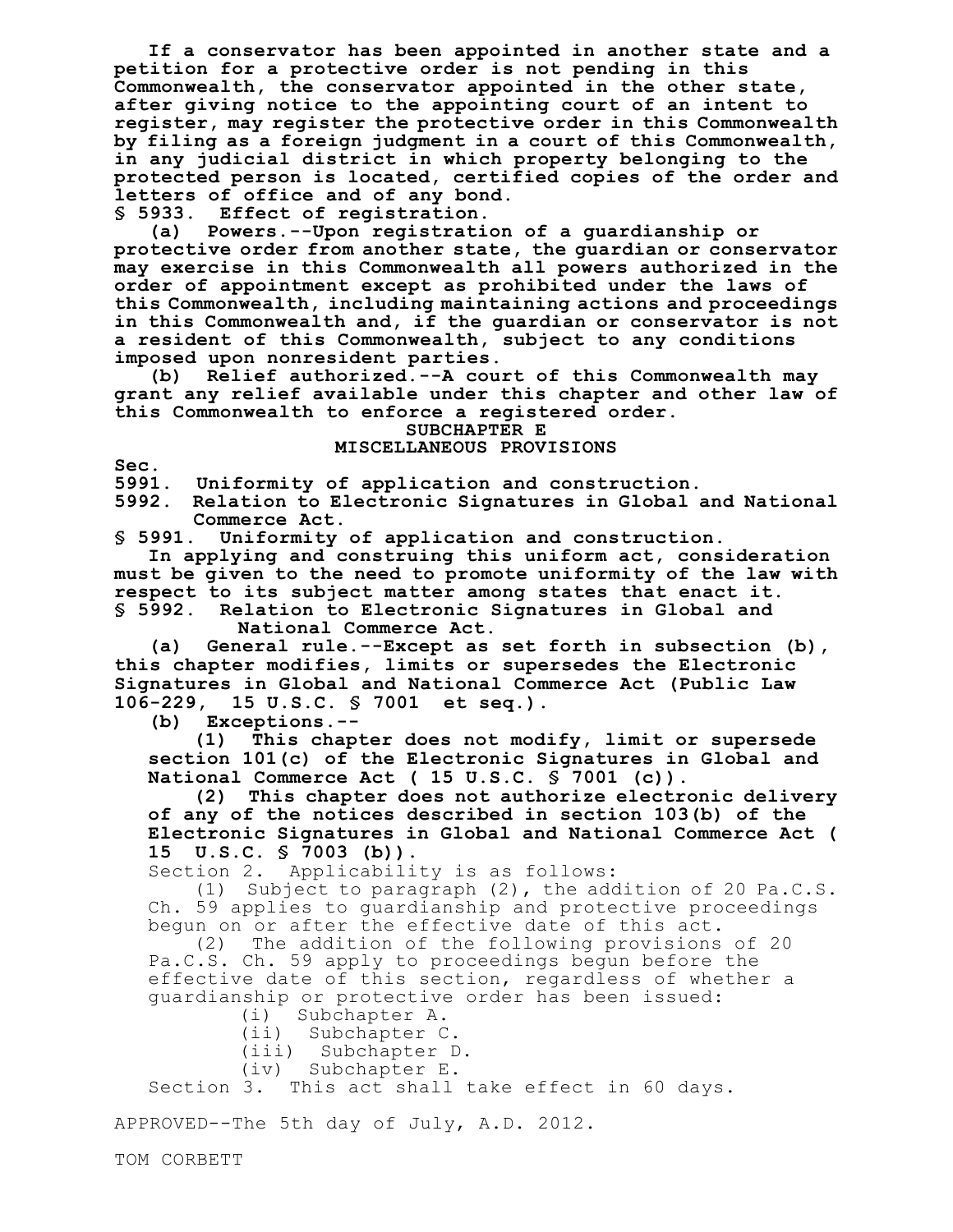**If a conservator has been appointed in another state and a petition for a protective order is not pending in this Commonwealth, the conservator appointed in the other state, after giving notice to the appointing court of an intent to register, may register the protective order in this Commonwealth by filing as a foreign judgment in a court of this Commonwealth, in any judicial district in which property belonging to the protected person is located, certified copies of the order and letters of office and of any bond.**

**§ 5933. Effect of registration.**

**(a) Powers.--Upon registration of a guardianship or protective order from another state, the guardian or conservator may exercise in this Commonwealth all powers authorized in the order of appointment except as prohibited under the laws of this Commonwealth, including maintaining actions and proceedings in this Commonwealth and, if the guardian or conservator is not a resident of this Commonwealth, subject to any conditions imposed upon nonresident parties.**

**(b) Relief authorized.--A court of this Commonwealth may grant any relief available under this chapter and other law of this Commonwealth to enforce a registered order.**

**SUBCHAPTER E**
**MISCELLANEOUS PROVISIONS**

**Sec.**
**5991. Uniformity of application and construction.**
**5992. Relation to Electronic Signatures in Global and National Commerce Act.**

**§ 5991. Uniformity of application and construction.**

**In applying and construing this uniform act, consideration must be given to the need to promote uniformity of the law with respect to its subject matter among states that enact it.**

**§ 5992. Relation to Electronic Signatures in Global and National Commerce Act.**

**(a) General rule.--Except as set forth in subsection (b), this chapter modifies, limits or supersedes the Electronic Signatures in Global and National Commerce Act (Public Law 106-229, 15 U.S.C. § 7001 et seq.).**

**(b) Exceptions.--**

**(1) This chapter does not modify, limit or supersede section 101(c) of the Electronic Signatures in Global and National Commerce Act ( 15 U.S.C. § 7001 (c)).**

**(2) This chapter does not authorize electronic delivery of any of the notices described in section 103(b) of the Electronic Signatures in Global and National Commerce Act ( 15 U.S.C. § 7003 (b)).**

Section 2. Applicability is as follows:

(1) Subject to paragraph (2), the addition of 20 Pa.C.S. Ch. 59 applies to guardianship and protective proceedings begun on or after the effective date of this act.

(2) The addition of the following provisions of 20 Pa.C.S. Ch. 59 apply to proceedings begun before the effective date of this section, regardless of whether a guardianship or protective order has been issued:

(i) Subchapter A.

(ii) Subchapter C.

(iii) Subchapter D.

(iv) Subchapter E.

Section 3. This act shall take effect in 60 days.

APPROVED--The 5th day of July, A.D. 2012.

TOM CORBETT